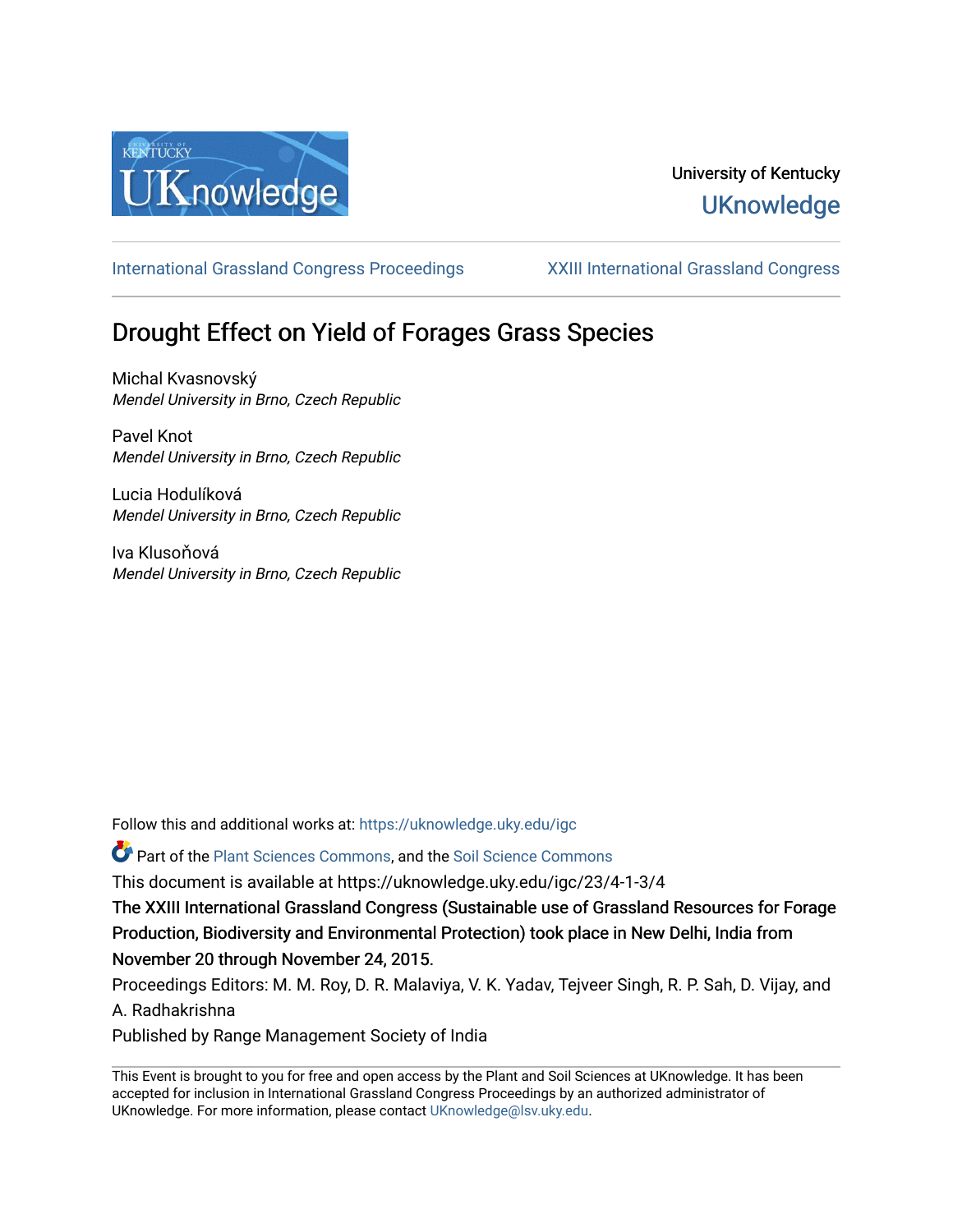University of Kentucky

UKnowledge

International Grassland Congress Proceedings

XXIII International Grassland Congress

# Drought Effect on Yield of Forages Grass Species

Michal Kvasnovský
*Mendel University in Brno, Czech Republic*

Pavel Knot
*Mendel University in Brno, Czech Republic*

Lucia Hodulíková
*Mendel University in Brno, Czech Republic*

Iva Klusoňová
*Mendel University in Brno, Czech Republic*

Follow this and additional works at: https://uknowledge.uky.edu/igc

Part of the Plant Sciences Commons, and the Soil Science Commons

This document is available at https://uknowledge.uky.edu/igc/23/4-1-3/4

The XXIII International Grassland Congress (Sustainable use of Grassland Resources for Forage Production, Biodiversity and Environmental Protection) took place in New Delhi, India from November 20 through November 24, 2015.

Proceedings Editors: M. M. Roy, D. R. Malaviya, V. K. Yadav, Tejveer Singh, R. P. Sah, D. Vijay, and A. Radhakrishna

Published by Range Management Society of India

This Event is brought to you for free and open access by the Plant and Soil Sciences at UKnowledge. It has been accepted for inclusion in International Grassland Congress Proceedings by an authorized administrator of UKnowledge. For more information, please contact UKnowledge@lsv.uky.edu.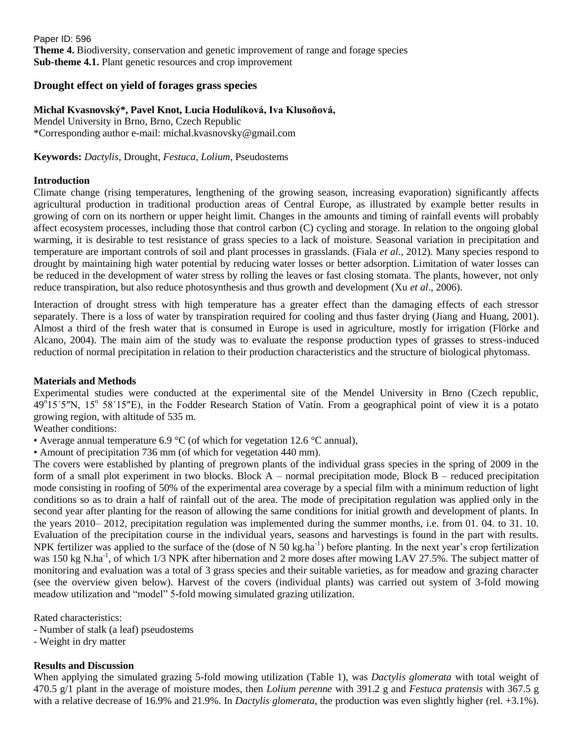Paper ID: 596
**Theme 4.** Biodiversity, conservation and genetic improvement of range and forage species
**Sub-theme 4.1.** Plant genetic resources and crop improvement

## Drought effect on yield of forages grass species

**Michal Kvasnovský*, Pavel Knot, Lucia Hodulíková, Iva Klusoňová,**
Mendel University in Brno, Brno, Czech Republic
*Corresponding author e-mail: michal.kvasnovsky@gmail.com

**Keywords:** *Dactylis*, Drought, *Festuca*, *Lolium*, Pseudostems

### Introduction

Climate change (rising temperatures, lengthening of the growing season, increasing evaporation) significantly affects agricultural production in traditional production areas of Central Europe, as illustrated by example better results in growing of corn on its northern or upper height limit. Changes in the amounts and timing of rainfall events will probably affect ecosystem processes, including those that control carbon (C) cycling and storage. In relation to the ongoing global warming, it is desirable to test resistance of grass species to a lack of moisture. Seasonal variation in precipitation and temperature are important controls of soil and plant processes in grasslands. (Fiala *et al*., 2012). Many species respond to drought by maintaining high water potential by reducing water losses or better adsorption. Limitation of water losses can be reduced in the development of water stress by rolling the leaves or fast closing stomata. The plants, however, not only reduce transpiration, but also reduce photosynthesis and thus growth and development (Xu *et al*., 2006).

Interaction of drought stress with high temperature has a greater effect than the damaging effects of each stressor separately. There is a loss of water by transpiration required for cooling and thus faster drying (Jiang and Huang, 2001). Almost a third of the fresh water that is consumed in Europe is used in agriculture, mostly for irrigation (Flörke and Alcano, 2004). The main aim of the study was to evaluate the response production types of grasses to stress-induced reduction of normal precipitation in relation to their production characteristics and the structure of biological phytomass.

### Materials and Methods

Experimental studies were conducted at the experimental site of the Mendel University in Brno (Czech republic, 49°15´5″N, 15° 58´15″E), in the Fodder Research Station of Vatín. From a geographical point of view it is a potato growing region, with altitude of 535 m.

Weather conditions:

- Average annual temperature 6.9 °C (of which for vegetation 12.6 °C annual),
- Amount of precipitation 736 mm (of which for vegetation 440 mm).

The covers were established by planting of pregrown plants of the individual grass species in the spring of 2009 in the form of a small plot experiment in two blocks. Block A – normal precipitation mode, Block B – reduced precipitation mode consisting in roofing of 50% of the experimental area coverage by a special film with a minimum reduction of light conditions so as to drain a half of rainfall out of the area. The mode of precipitation regulation was applied only in the second year after planting for the reason of allowing the same conditions for initial growth and development of plants. In the years 2010– 2012, precipitation regulation was implemented during the summer months, i.e. from 01. 04. to 31. 10. Evaluation of the precipitation course in the individual years, seasons and harvestings is found in the part with results. NPK fertilizer was applied to the surface of the (dose of N 50 kg.ha$^{-1}$) before planting. In the next year's crop fertilization was 150 kg N.ha$^{-1}$, of which 1/3 NPK after hibernation and 2 more doses after mowing LAV 27.5%. The subject matter of monitoring and evaluation was a total of 3 grass species and their suitable varieties, as for meadow and grazing character (see the overview given below). Harvest of the covers (individual plants) was carried out system of 3-fold mowing meadow utilization and "model" 5-fold mowing simulated grazing utilization.

Rated characteristics:

- Number of stalk (a leaf) pseudostems
- Weight in dry matter

### Results and Discussion

When applying the simulated grazing 5-fold mowing utilization (Table 1), was *Dactylis glomerata* with total weight of 470.5 g/1 plant in the average of moisture modes, then *Lolium perenne* with 391.2 g and *Festuca pratensis* with 367.5 g with a relative decrease of 16.9% and 21.9%. In *Dactylis glomerata*, the production was even slightly higher (rel. +3.1%).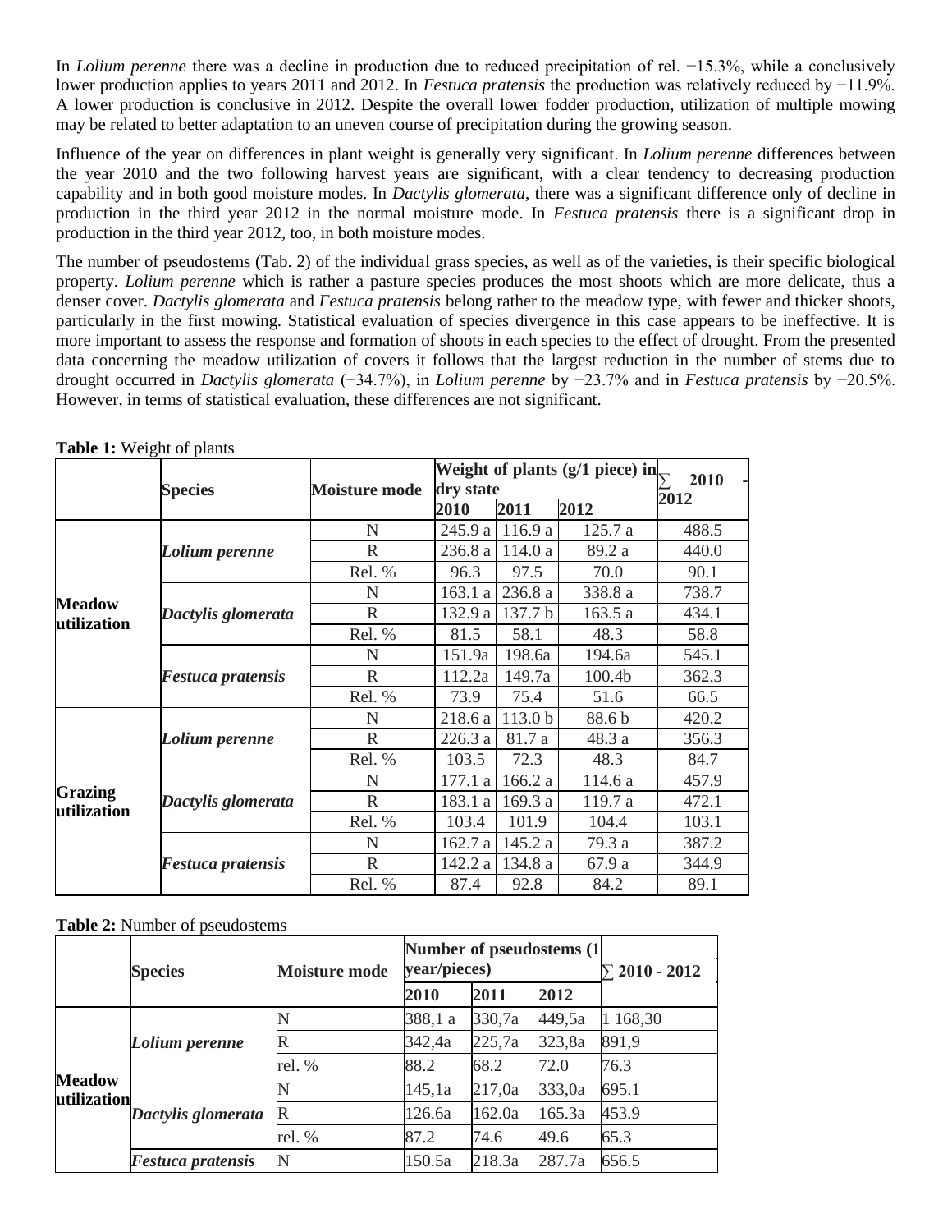In *Lolium perenne* there was a decline in production due to reduced precipitation of rel. −15.3%, while a conclusively lower production applies to years 2011 and 2012. In *Festuca pratensis* the production was relatively reduced by −11.9%. A lower production is conclusive in 2012. Despite the overall lower fodder production, utilization of multiple mowing may be related to better adaptation to an uneven course of precipitation during the growing season.

Influence of the year on differences in plant weight is generally very significant. In *Lolium perenne* differences between the year 2010 and the two following harvest years are significant, with a clear tendency to decreasing production capability and in both good moisture modes. In *Dactylis glomerata*, there was a significant difference only of decline in production in the third year 2012 in the normal moisture mode. In *Festuca pratensis* there is a significant drop in production in the third year 2012, too, in both moisture modes.

The number of pseudostems (Tab. 2) of the individual grass species, as well as of the varieties, is their specific biological property. *Lolium perenne* which is rather a pasture species produces the most shoots which are more delicate, thus a denser cover. *Dactylis glomerata* and *Festuca pratensis* belong rather to the meadow type, with fewer and thicker shoots, particularly in the first mowing. Statistical evaluation of species divergence in this case appears to be ineffective. It is more important to assess the response and formation of shoots in each species to the effect of drought. From the presented data concerning the meadow utilization of covers it follows that the largest reduction in the number of stems due to drought occurred in *Dactylis glomerata* (−34.7%), in *Lolium perenne* by −23.7% and in *Festuca pratensis* by −20.5%. However, in terms of statistical evaluation, these differences are not significant.

**Table 1:** Weight of plants

| | Species | Moisture mode | Weight of plants (g/1 piece) in dry state | | | ∑ 2010 - 2012 |
|---|---|---|---|---|---|---|
| | | | 2010 | 2011 | 2012 | |
| **Meadow utilization** | ***Lolium perenne*** | N | 245.9 a | 116.9 a | 125.7 a | 488.5 |
| | | R | 236.8 a | 114.0 a | 89.2 a | 440.0 |
| | | Rel. % | 96.3 | 97.5 | 70.0 | 90.1 |
| | ***Dactylis glomerata*** | N | 163.1 a | 236.8 a | 338.8 a | 738.7 |
| | | R | 132.9 a | 137.7 b | 163.5 a | 434.1 |
| | | Rel. % | 81.5 | 58.1 | 48.3 | 58.8 |
| | ***Festuca pratensis*** | N | 151.9a | 198.6a | 194.6a | 545.1 |
| | | R | 112.2a | 149.7a | 100.4b | 362.3 |
| | | Rel. % | 73.9 | 75.4 | 51.6 | 66.5 |
| **Grazing utilization** | ***Lolium perenne*** | N | 218.6 a | 113.0 b | 88.6 b | 420.2 |
| | | R | 226.3 a | 81.7 a | 48.3 a | 356.3 |
| | | Rel. % | 103.5 | 72.3 | 48.3 | 84.7 |
| | ***Dactylis glomerata*** | N | 177.1 a | 166.2 a | 114.6 a | 457.9 |
| | | R | 183.1 a | 169.3 a | 119.7 a | 472.1 |
| | | Rel. % | 103.4 | 101.9 | 104.4 | 103.1 |
| | ***Festuca pratensis*** | N | 162.7 a | 145.2 a | 79.3 a | 387.2 |
| | | R | 142.2 a | 134.8 a | 67.9 a | 344.9 |
| | | Rel. % | 87.4 | 92.8 | 84.2 | 89.1 |

**Table 2:** Number of pseudostems

| | Species | Moisture mode | Number of pseudostems (1 year/pieces) | | | ∑ 2010 - 2012 |
|---|---|---|---|---|---|---|
| | | | 2010 | 2011 | 2012 | |
| **Meadow utilization** | ***Lolium perenne*** | N | 388,1 a | 330,7a | 449,5a | 1 168,30 |
| | | R | 342,4a | 225,7a | 323,8a | 891,9 |
| | | rel. % | 88.2 | 68.2 | 72.0 | 76.3 |
| | ***Dactylis glomerata*** | N | 145,1a | 217,0a | 333,0a | 695.1 |
| | | R | 126.6a | 162.0a | 165.3a | 453.9 |
| | | rel. % | 87.2 | 74.6 | 49.6 | 65.3 |
| | ***Festuca pratensis*** | N | 150.5a | 218.3a | 287.7a | 656.5 |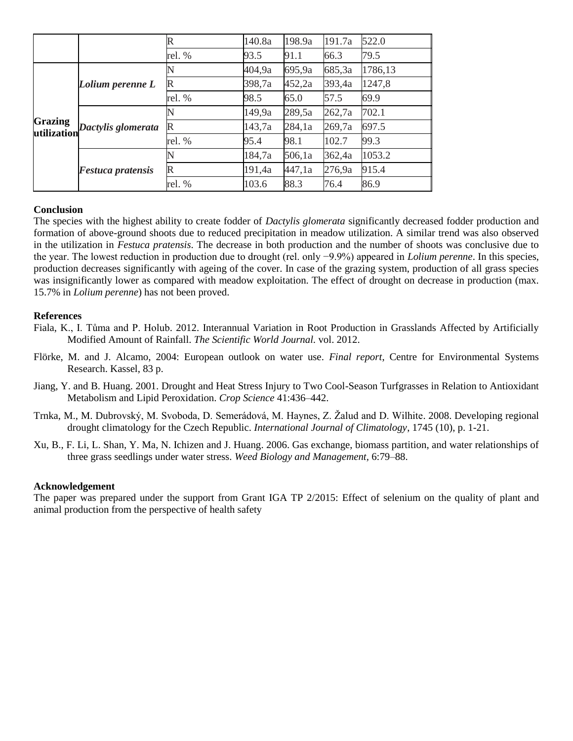| | | | | | | |
|---|---|---|---|---|---|---|
| | | R | 140.8a | 198.9a | 191.7a | 522.0 |
| | | rel. % | 93.5 | 91.1 | 66.3 | 79.5 |
| **Grazing utilization** | ***Lolium perenne L*** | N | 404,9a | 695,9a | 685,3a | 1786,13 |
| | | R | 398,7a | 452,2a | 393,4a | 1247,8 |
| | | rel. % | 98.5 | 65.0 | 57.5 | 69.9 |
| | ***Dactylis glomerata*** | N | 149,9a | 289,5a | 262,7a | 702.1 |
| | | R | 143,7a | 284,1a | 269,7a | 697.5 |
| | | rel. % | 95.4 | 98.1 | 102.7 | 99.3 |
| | ***Festuca pratensis*** | N | 184,7a | 506,1a | 362,4a | 1053.2 |
| | | R | 191,4a | 447,1a | 276,9a | 915.4 |
| | | rel. % | 103.6 | 88.3 | 76.4 | 86.9 |

**Conclusion**

The species with the highest ability to create fodder of *Dactylis glomerata* significantly decreased fodder production and formation of above-ground shoots due to reduced precipitation in meadow utilization. A similar trend was also observed in the utilization in *Festuca pratensis*. The decrease in both production and the number of shoots was conclusive due to the year. The lowest reduction in production due to drought (rel. only −9.9%) appeared in *Lolium perenne*. In this species, production decreases significantly with ageing of the cover. In case of the grazing system, production of all grass species was insignificantly lower as compared with meadow exploitation. The effect of drought on decrease in production (max. 15.7% in *Lolium perenne*) has not been proved.

**References**

Fiala, K., I. Tůma and P. Holub. 2012. Interannual Variation in Root Production in Grasslands Affected by Artificially Modified Amount of Rainfall. *The Scientific World Journal.* vol. 2012.

Flörke, M. and J. Alcamo, 2004: European outlook on water use. *Final report*, Centre for Environmental Systems Research. Kassel, 83 p.

Jiang, Y. and B. Huang. 2001. Drought and Heat Stress Injury to Two Cool-Season Turfgrasses in Relation to Antioxidant Metabolism and Lipid Peroxidation. *Crop Science* 41:436–442.

Trnka, M., M. Dubrovský, M. Svoboda, D. Semerádová, M. Haynes, Z. Žalud and D. Wilhite. 2008. Developing regional drought climatology for the Czech Republic. *International Journal of Climatology*, 1745 (10), p. 1-21.

Xu, B., F. Li, L. Shan, Y. Ma, N. Ichizen and J. Huang. 2006. Gas exchange, biomass partition, and water relationships of three grass seedlings under water stress. *Weed Biology and Management*, 6:79–88.

**Acknowledgement**

The paper was prepared under the support from Grant IGA TP 2/2015: Effect of selenium on the quality of plant and animal production from the perspective of health safety